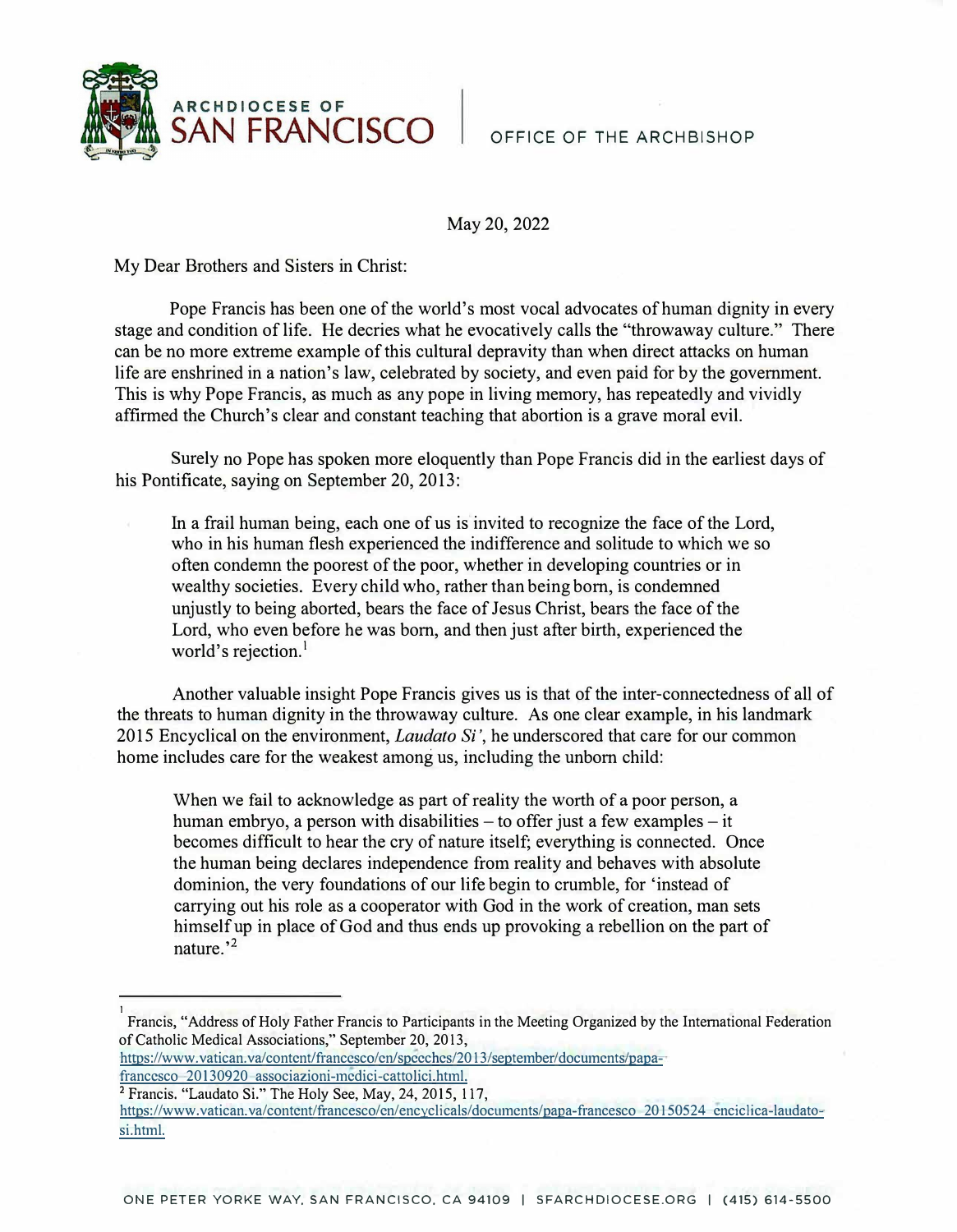**ARCHDIOCESE OF SAN FRANCISCO** | OFFICE OF THE ARCHBISHOP

May 20, 2022

My Dear Brothers and Sisters in Christ:

Pope Francis has been one of the world's most vocal advocates of human dignity in every stage and condition of life. He decries what he evocatively calls the "throwaway culture." There can be no more extreme example of this cultural depravity than when direct attacks on human life are enshrined in a nation's law, celebrated by society, and even paid for by the government. This is why Pope Francis, as much as any pope in living memory, has repeatedly and vividly affirmed the Church's clear and constant teaching that abortion is a grave moral evil.

Surely no Pope has spoken more eloquently than Pope Francis did in the earliest days of his Pontificate, saying on September 20, 2013:

> In a frail human being, each one of us is invited to recognize the face of the Lord, who in his human flesh experienced the indifference and solitude to which we so often condemn the poorest of the poor, whether in developing countries or in wealthy societies. Every child who, rather than being born, is condemned unjustly to being aborted, bears the face of Jesus Christ, bears the face of the Lord, who even before he was born, and then just after birth, experienced the world's rejection.[1]

Another valuable insight Pope Francis gives us is that of the inter-connectedness of all of the threats to human dignity in the throwaway culture. As one clear example, in his landmark 2015 Encyclical on the environment, *Laudato Si'*, he underscored that care for our common home includes care for the weakest among us, including the unborn child:

> When we fail to acknowledge as part of reality the worth of a poor person, a human embryo, a person with disabilities – to offer just a few examples – it becomes difficult to hear the cry of nature itself; everything is connected. Once the human being declares independence from reality and behaves with absolute dominion, the very foundations of our life begin to crumble, for 'instead of carrying out his role as a cooperator with God in the work of creation, man sets himself up in place of God and thus ends up provoking a rebellion on the part of nature.'[2]

---

[1] Francis, "Address of Holy Father Francis to Participants in the Meeting Organized by the International Federation of Catholic Medical Associations," September 20, 2013, https://www.vatican.va/content/francesco/en/speeches/2013/september/documents/papa-francesco_20130920_associazioni-medici-cattolici.html.

[2] Francis. "Laudato Si." The Holy See, May, 24, 2015, 117, https://www.vatican.va/content/francesco/en/encyclicals/documents/papa-francesco_20150524_enciclica-laudato-si.html.

ONE PETER YORKE WAY, SAN FRANCISCO, CA 94109 | SFARCHDIOCESE.ORG | (415) 614-5500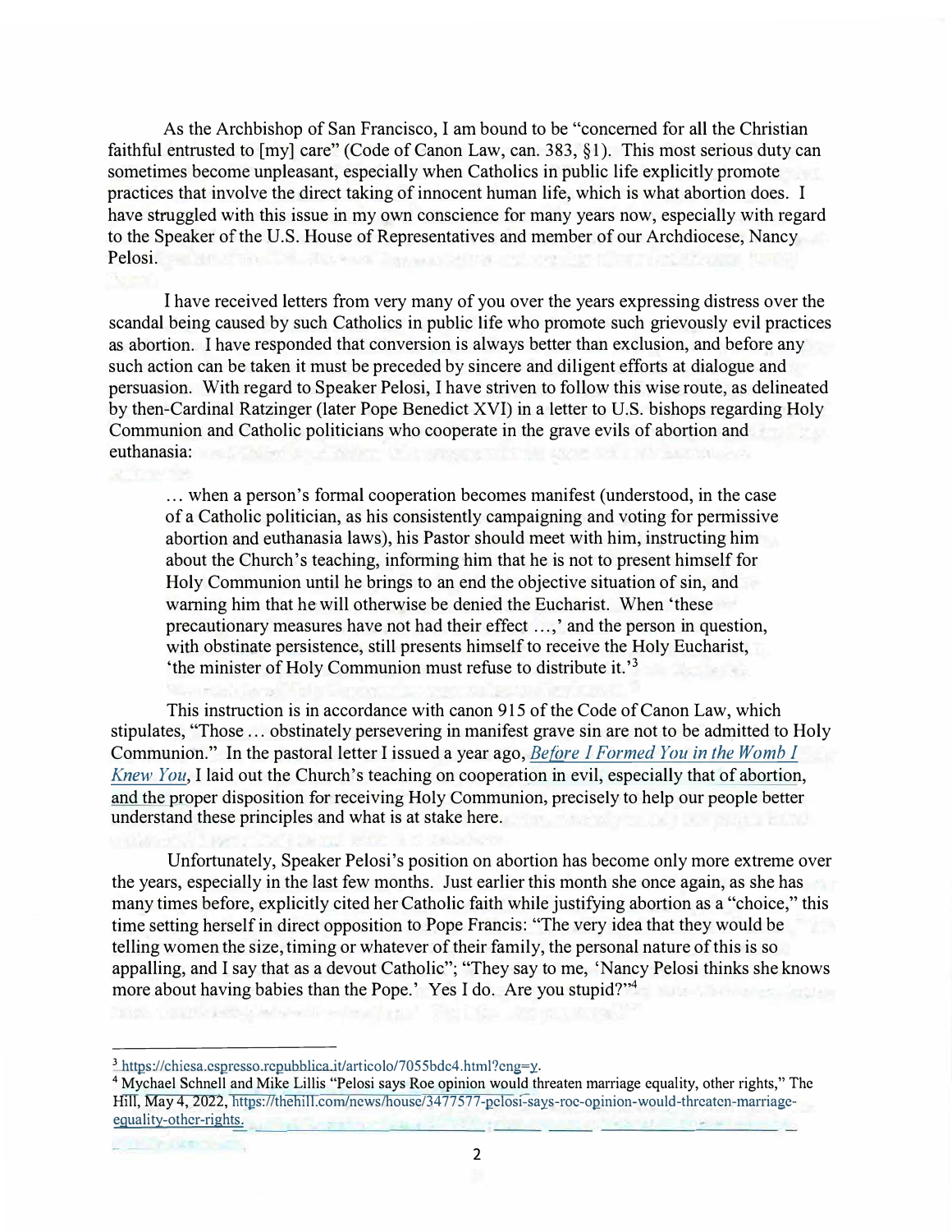As the Archbishop of San Francisco, I am bound to be "concerned for all the Christian faithful entrusted to [my] care" (Code of Canon Law, can. 383, §1). This most serious duty can sometimes become unpleasant, especially when Catholics in public life explicitly promote practices that involve the direct taking of innocent human life, which is what abortion does. I have struggled with this issue in my own conscience for many years now, especially with regard to the Speaker of the U.S. House of Representatives and member of our Archdiocese, Nancy Pelosi.

I have received letters from very many of you over the years expressing distress over the scandal being caused by such Catholics in public life who promote such grievously evil practices as abortion. I have responded that conversion is always better than exclusion, and before any such action can be taken it must be preceded by sincere and diligent efforts at dialogue and persuasion. With regard to Speaker Pelosi, I have striven to follow this wise route, as delineated by then-Cardinal Ratzinger (later Pope Benedict XVI) in a letter to U.S. bishops regarding Holy Communion and Catholic politicians who cooperate in the grave evils of abortion and euthanasia:

> … when a person's formal cooperation becomes manifest (understood, in the case of a Catholic politician, as his consistently campaigning and voting for permissive abortion and euthanasia laws), his Pastor should meet with him, instructing him about the Church's teaching, informing him that he is not to present himself for Holy Communion until he brings to an end the objective situation of sin, and warning him that he will otherwise be denied the Eucharist. When 'these precautionary measures have not had their effect …,' and the person in question, with obstinate persistence, still presents himself to receive the Holy Eucharist, 'the minister of Holy Communion must refuse to distribute it.'[3]

This instruction is in accordance with canon 915 of the Code of Canon Law, which stipulates, "Those … obstinately persevering in manifest grave sin are not to be admitted to Holy Communion." In the pastoral letter I issued a year ago, *Before I Formed You in the Womb I Knew You*, I laid out the Church's teaching on cooperation in evil, especially that of abortion, and the proper disposition for receiving Holy Communion, precisely to help our people better understand these principles and what is at stake here.

Unfortunately, Speaker Pelosi's position on abortion has become only more extreme over the years, especially in the last few months. Just earlier this month she once again, as she has many times before, explicitly cited her Catholic faith while justifying abortion as a "choice," this time setting herself in direct opposition to Pope Francis: "The very idea that they would be telling women the size, timing or whatever of their family, the personal nature of this is so appalling, and I say that as a devout Catholic"; "They say to me, 'Nancy Pelosi thinks she knows more about having babies than the Pope.' Yes I do. Are you stupid?"[4]

---

[3] https://chiesa.espresso.repubblica.it/articolo/7055bdc4.html?eng=y.

[4] Mychael Schnell and Mike Lillis "Pelosi says Roe opinion would threaten marriage equality, other rights," The Hill, May 4, 2022, https://thehill.com/news/house/3477577-pelosi-says-roe-opinion-would-threaten-marriage-equality-other-rights.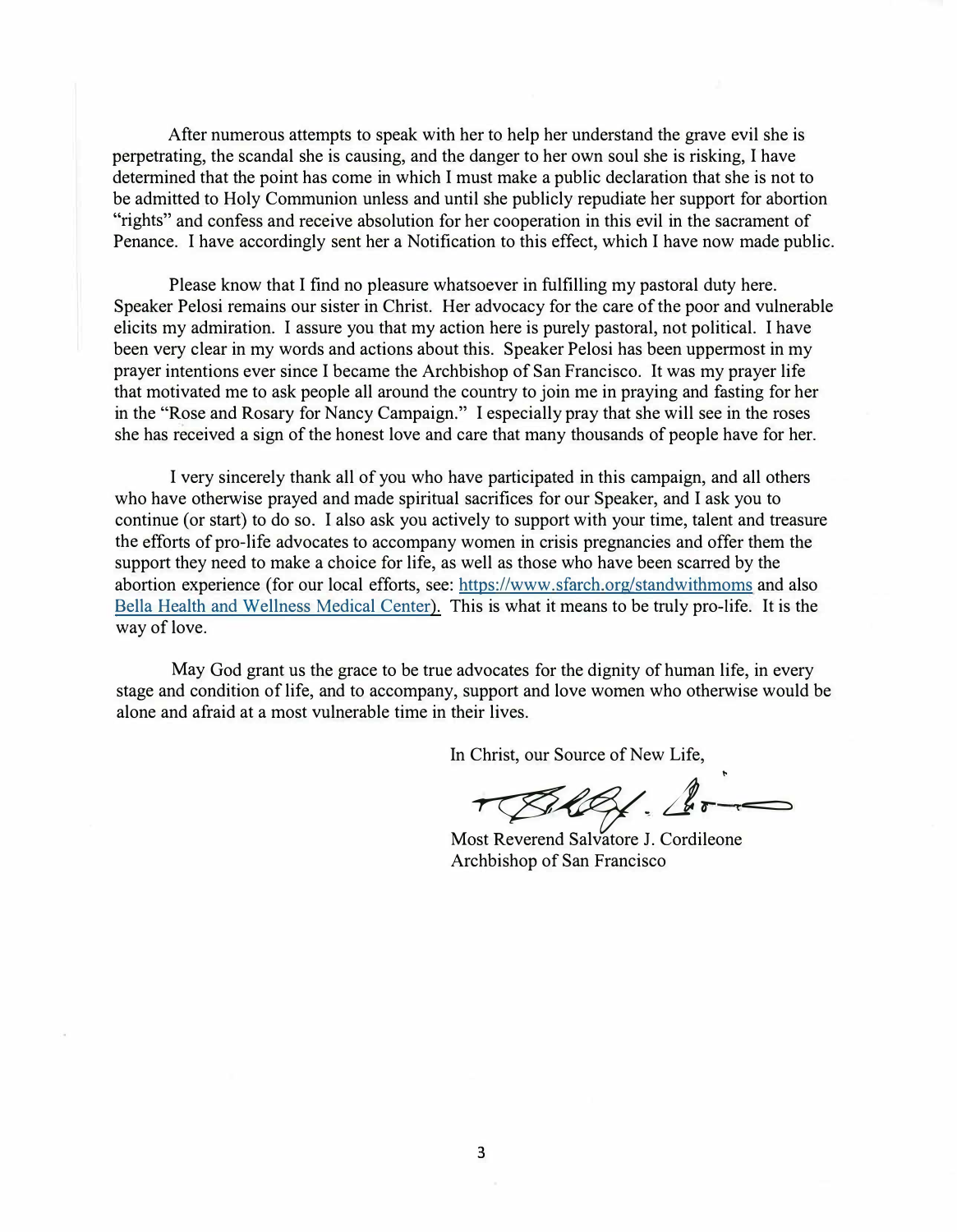After numerous attempts to speak with her to help her understand the grave evil she is perpetrating, the scandal she is causing, and the danger to her own soul she is risking, I have determined that the point has come in which I must make a public declaration that she is not to be admitted to Holy Communion unless and until she publicly repudiate her support for abortion "rights" and confess and receive absolution for her cooperation in this evil in the sacrament of Penance. I have accordingly sent her a Notification to this effect, which I have now made public.

Please know that I find no pleasure whatsoever in fulfilling my pastoral duty here. Speaker Pelosi remains our sister in Christ. Her advocacy for the care of the poor and vulnerable elicits my admiration. I assure you that my action here is purely pastoral, not political. I have been very clear in my words and actions about this. Speaker Pelosi has been uppermost in my prayer intentions ever since I became the Archbishop of San Francisco. It was my prayer life that motivated me to ask people all around the country to join me in praying and fasting for her in the "Rose and Rosary for Nancy Campaign." I especially pray that she will see in the roses she has received a sign of the honest love and care that many thousands of people have for her.

I very sincerely thank all of you who have participated in this campaign, and all others who have otherwise prayed and made spiritual sacrifices for our Speaker, and I ask you to continue (or start) to do so. I also ask you actively to support with your time, talent and treasure the efforts of pro-life advocates to accompany women in crisis pregnancies and offer them the support they need to make a choice for life, as well as those who have been scarred by the abortion experience (for our local efforts, see: https://www.sfarch.org/standwithmoms and also Bella Health and Wellness Medical Center). This is what it means to be truly pro-life. It is the way of love.

May God grant us the grace to be true advocates for the dignity of human life, in every stage and condition of life, and to accompany, support and love women who otherwise would be alone and afraid at a most vulnerable time in their lives.

In Christ, our Source of New Life,

Most Reverend Salvatore J. Cordileone
Archbishop of San Francisco